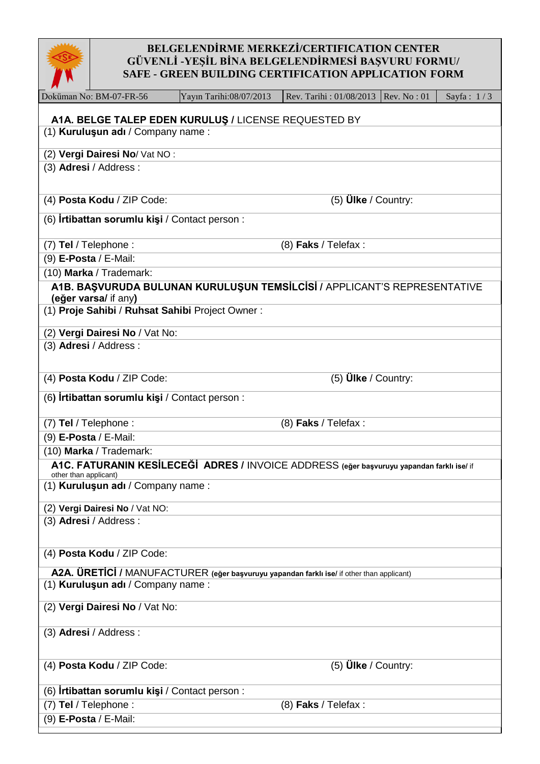# BELGELENDİRME MERKEZİ/CERTIFICATION CENTER
# GÜVENLİ -YEŞİL BİNA BELGELENDİRMESİ BAŞVURU FORMU/ SAFE - GREEN BUILDING CERTIFICATION APPLICATION FORM

| Doküman No: BM-07-FR-56 | Yayın Tarihi:08/07/2013 | Rev. Tarihi : 01/08/2013 | Rev. No : 01 | Sayfa : 1 / 3 |
|---|---|---|---|---|

## A1A. BELGE TALEP EDEN KURULUŞ / LICENSE REQUESTED BY

(1) **Kuruluşun adı** / Company name :

(2) **Vergi Dairesi No**/ Vat NO :

(3) **Adresi** / Address :

(4) **Posta Kodu** / ZIP Code: (5) **Ülke** / Country:

(6) **İrtibattan sorumlu kişi** / Contact person :

(7) **Tel** / Telephone : (8) **Faks** / Telefax :

(9) **E-Posta** / E-Mail:

(10) **Marka** / Trademark:

## A1B. BAŞVURUDA BULUNAN KURULUŞUN TEMSİLCİSİ / APPLICANT'S REPRESENTATIVE (eğer varsa/ if any)

(1) **Proje Sahibi** / **Ruhsat Sahibi** Project Owner :

(2) **Vergi Dairesi No** / Vat No:

(3) **Adresi** / Address :

(4) **Posta Kodu** / ZIP Code: (5) **Ülke** / Country:

(6) **İrtibattan sorumlu kişi** / Contact person :

(7) **Tel** / Telephone : (8) **Faks** / Telefax :

(9) **E-Posta** / E-Mail:

(10) **Marka** / Trademark:

## A1C. FATURANIN KESİLECEĞİ ADRES / INVOICE ADDRESS (eğer başvuruyu yapandan farklı ise/ if other than applicant)

(1) **Kuruluşun adı** / Company name :

(2) **Vergi Dairesi No** / Vat NO:

(3) **Adresi** / Address :

(4) **Posta Kodu** / ZIP Code:

## A2A. ÜRETİCİ / MANUFACTURER (eğer başvuruyu yapandan farklı ise/ if other than applicant)

(1) **Kuruluşun adı** / Company name :

(2) **Vergi Dairesi No** / Vat No:

(3) **Adresi** / Address :

(4) **Posta Kodu** / ZIP Code: (5) **Ülke** / Country:

(6) **İrtibattan sorumlu kişi** / Contact person :

(7) **Tel** / Telephone : (8) **Faks** / Telefax :

(9) **E-Posta** / E-Mail: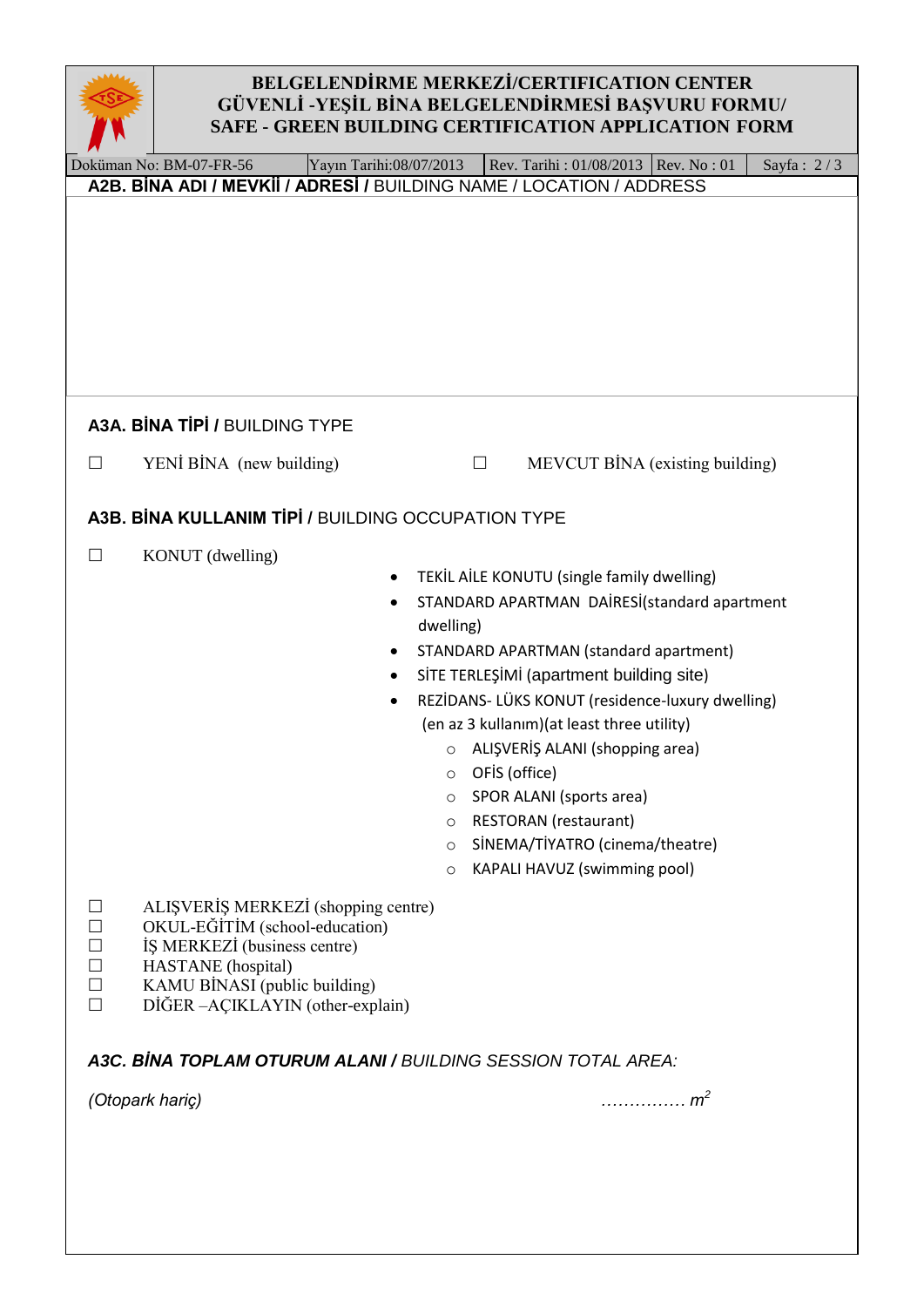## A2B. BİNA ADI / MEVKİİ / ADRESİ / BUILDING NAME / LOCATION / ADDRESS

## A3A. BİNA TİPİ / BUILDING TYPE

☐ YENİ BİNA (new building) ☐ MEVCUT BİNA (existing building)

## A3B. BİNA KULLANIM TİPİ / BUILDING OCCUPATION TYPE

☐ KONUT (dwelling)

- TEKİL AİLE KONUTU (single family dwelling)
- STANDARD APARTMAN DAİRESİ(standard apartment dwelling)
- STANDARD APARTMAN (standard apartment)
- SİTE TERLEŞİMİ (apartment building site)
- REZİDANS- LÜKS KONUT (residence-luxury dwelling) (en az 3 kullanım)(at least three utility)
  - ALIŞVERİŞ ALANI (shopping area)
  - OFİS (office)
  - SPOR ALANI (sports area)
  - RESTORAN (restaurant)
  - SİNEMA/TİYATRO (cinema/theatre)
  - KAPALI HAVUZ (swimming pool)

☐ ALIŞVERİŞ MERKEZİ (shopping centre)
☐ OKUL-EĞİTİM (school-education)
☐ İŞ MERKEZİ (business centre)
☐ HASTANE (hospital)
☐ KAMU BİNASI (public building)
☐ DİĞER –AÇIKLAYIN (other-explain)

## *A3C. BİNA TOPLAM OTURUM ALANI / BUILDING SESSION TOTAL AREA:*

*(Otopark hariç)* …………… $m^2$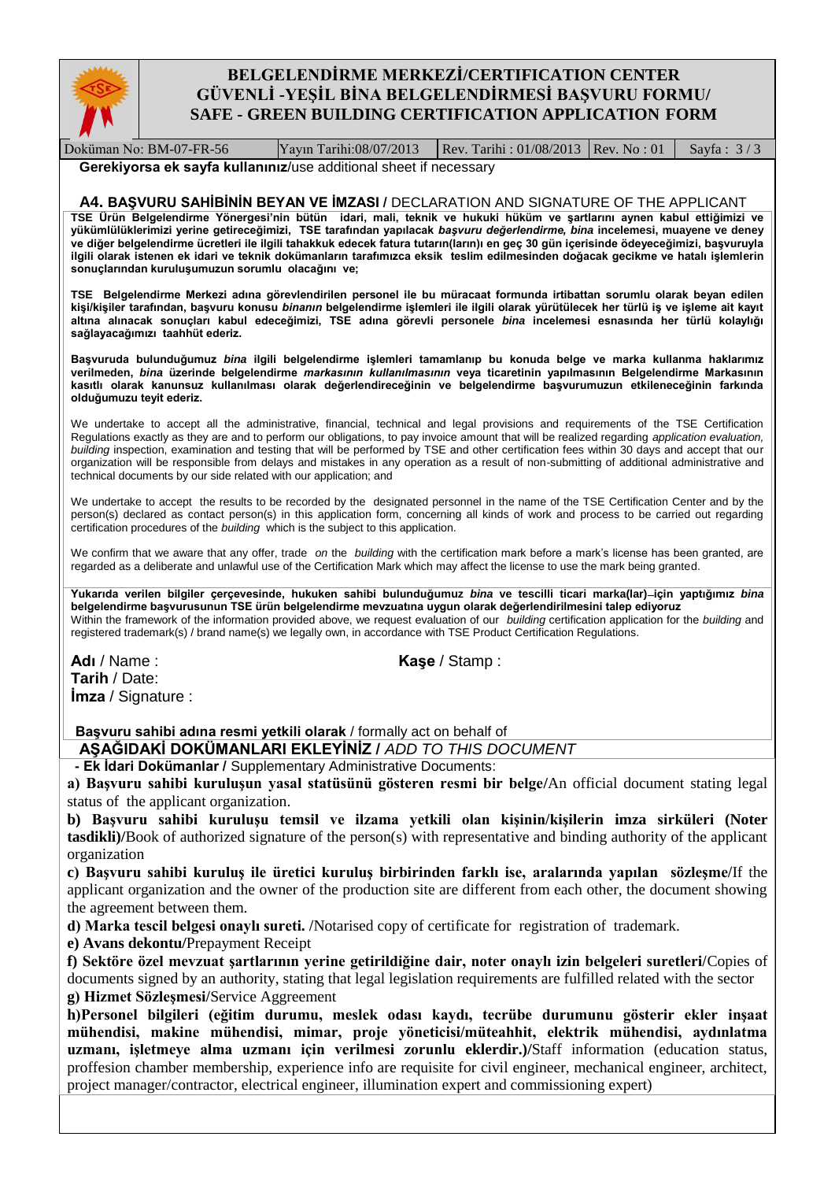**Gerekiyorsa ek sayfa kullanınız**/use additional sheet if necessary

## A4. BAŞVURU SAHİBİNİN BEYAN VE İMZASI / DECLARATION AND SIGNATURE OF THE APPLICANT

**TSE Ürün Belgelendirme Yönergesi'nin bütün idari, mali, teknik ve hukuki hüküm ve şartlarını aynen kabul ettiğimizi ve yükümlülüklerimizi yerine getireceğimizi, TSE tarafından yapılacak *başvuru değerlendirme, bina* incelemesi, muayene ve deney ve diğer belgelendirme ücretleri ile ilgili tahakkuk edecek fatura tutarın(ların)ı en geç 30 gün içerisinde ödeyeceğimizi, başvuruyla ilgili olarak istenen ek idari ve teknik dokümanların tarafımızca eksik teslim edilmesinden doğacak gecikme ve hatalı işlemlerin sonuçlarından kuruluşumuzun sorumlu olacağını ve;**

**TSE Belgelendirme Merkezi adına görevlendirilen personel ile bu müracaat formunda irtibattan sorumlu olarak beyan edilen kişi/kişiler tarafından, başvuru konusu *binanın* belgelendirme işlemleri ile ilgili olarak yürütülecek her türlü iş ve işleme ait kayıt altına alınacak sonuçları kabul edeceğimizi, TSE adına görevli personele *bina* incelemesi esnasında her türlü kolaylığı sağlayacağımızı taahhüt ederiz.**

**Başvuruda bulunduğumuz *bina* ilgili belgelendirme işlemleri tamamlanıp bu konuda belge ve marka kullanma haklarımız verilmeden, *bina* üzerinde belgelendirme *markasının kullanılmasının* veya ticaretinin yapılmasının Belgelendirme Markasının kasıtlı olarak kanunsuz kullanılması olarak değerlendireceğinin ve belgelendirme başvurumuzun etkileneceğinin farkında olduğumuzu teyit ederiz.**

We undertake to accept all the administrative, financial, technical and legal provisions and requirements of the TSE Certification Regulations exactly as they are and to perform our obligations, to pay invoice amount that will be realized regarding *application evaluation, building* inspection, examination and testing that will be performed by TSE and other certification fees within 30 days and accept that our organization will be responsible from delays and mistakes in any operation as a result of non-submitting of additional administrative and technical documents by our side related with our application; and

We undertake to accept the results to be recorded by the designated personnel in the name of the TSE Certification Center and by the person(s) declared as contact person(s) in this application form, concerning all kinds of work and process to be carried out regarding certification procedures of the *building* which is the subject to this application.

We confirm that we aware that any offer, trade *on* the *building* with the certification mark before a mark's license has been granted, are regarded as a deliberate and unlawful use of the Certification Mark which may affect the license to use the mark being granted.

**Yukarıda verilen bilgiler çerçevesinde, hukuken sahibi bulunduğumuz *bina* ve tescilli ticari marka(lar)–için yaptığımız *bina* belgelendirme başvurusunun TSE ürün belgelendirme mevzuatına uygun olarak değerlendirilmesini talep ediyoruz**
Within the framework of the information provided above, we request evaluation of our *building* certification application for the *building* and registered trademark(s) / brand name(s) we legally own, in accordance with TSE Product Certification Regulations.

**Adı** / Name :

**Kaşe** / Stamp :

**Tarih** / Date:

**İmza** / Signature :

**Başvuru sahibi adına resmi yetkili olarak** / formally act on behalf of

## AŞAĞIDAKİ DOKÜMANLARI EKLEYİNİZ / *ADD TO THIS DOCUMENT*

**- Ek İdari Dokümanlar /** Supplementary Administrative Documents:

**a) Başvuru sahibi kuruluşun yasal statüsünü gösteren resmi bir belge/**An official document stating legal status of the applicant organization.

**b) Başvuru sahibi kuruluşu temsil ve ilzama yetkili olan kişinin/kişilerin imza sirküleri (Noter tasdikli)/**Book of authorized signature of the person(s) with representative and binding authority of the applicant organization

**c) Başvuru sahibi kuruluş ile üretici kuruluş birbirinden farklı ise, aralarında yapılan sözleşme/**If the applicant organization and the owner of the production site are different from each other, the document showing the agreement between them.

**d) Marka tescil belgesi onaylı sureti. /**Notarised copy of certificate for registration of trademark.

**e) Avans dekontu/**Prepayment Receipt

**f) Sektöre özel mevzuat şartlarının yerine getirildiğine dair, noter onaylı izin belgeleri suretleri/**Copies of documents signed by an authority, stating that legal legislation requirements are fulfilled related with the sector

**g) Hizmet Sözleşmesi/**Service Aggreement

**h)Personel bilgileri (eğitim durumu, meslek odası kaydı, tecrübe durumunu gösterir ekler inşaat mühendisi, makine mühendisi, mimar, proje yöneticisi/müteahhit, elektrik mühendisi, aydınlatma uzmanı, işletmeye alma uzmanı için verilmesi zorunlu eklerdir.)/**Staff information (education status, proffesion chamber membership, experience info are requisite for civil engineer, mechanical engineer, architect, project manager/contractor, electrical engineer, illumination expert and commissioning expert)